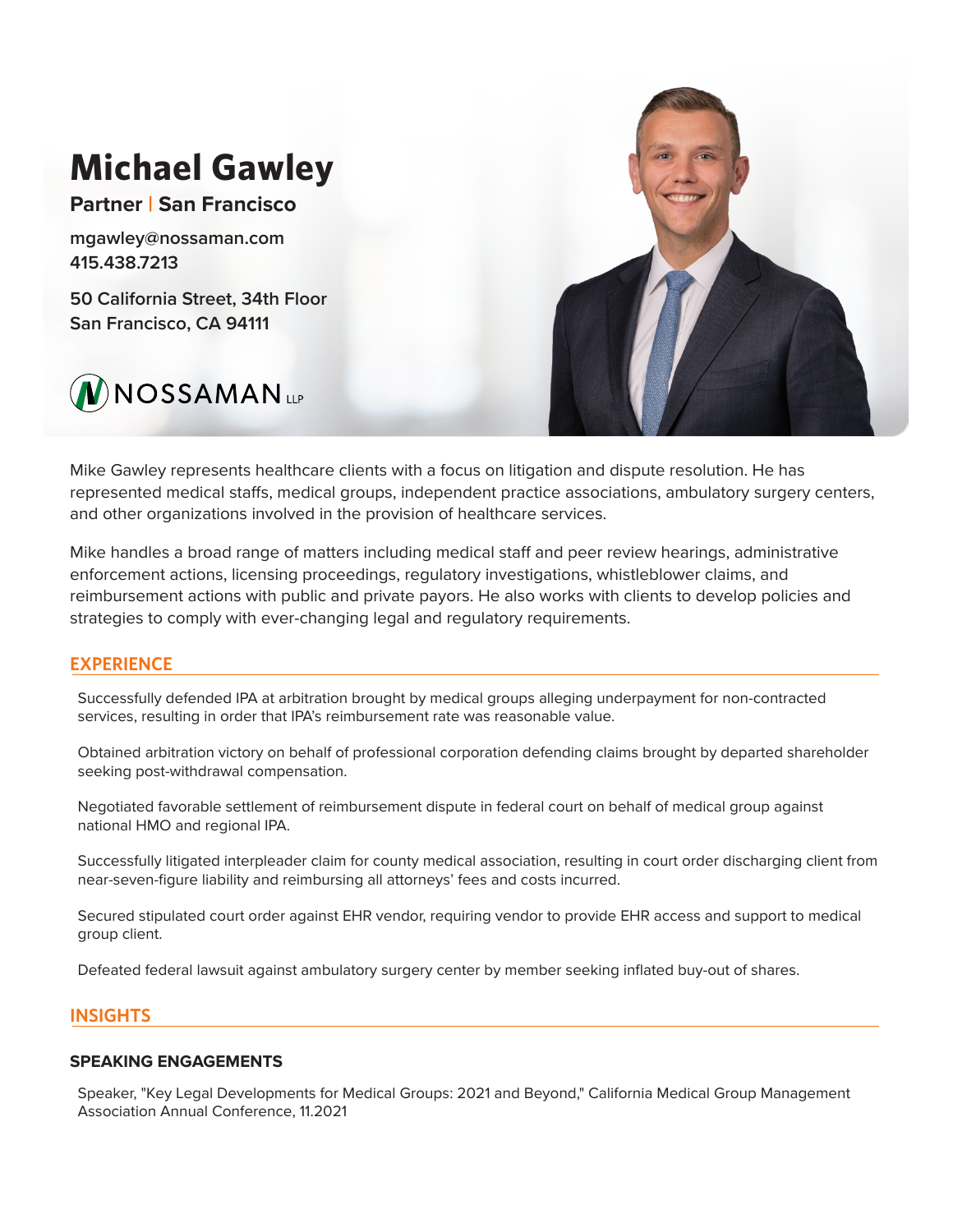# Michael Gawley

**Partner | San Francisco**

**mgawley@nossaman.com**
**415.438.7213**

**50 California Street, 34th Floor**
**San Francisco, CA 94111**

NOSSAMAN LLP

Mike Gawley represents healthcare clients with a focus on litigation and dispute resolution. He has represented medical staffs, medical groups, independent practice associations, ambulatory surgery centers, and other organizations involved in the provision of healthcare services.

Mike handles a broad range of matters including medical staff and peer review hearings, administrative enforcement actions, licensing proceedings, regulatory investigations, whistleblower claims, and reimbursement actions with public and private payors. He also works with clients to develop policies and strategies to comply with ever-changing legal and regulatory requirements.

## EXPERIENCE

Successfully defended IPA at arbitration brought by medical groups alleging underpayment for non-contracted services, resulting in order that IPA's reimbursement rate was reasonable value.

Obtained arbitration victory on behalf of professional corporation defending claims brought by departed shareholder seeking post-withdrawal compensation.

Negotiated favorable settlement of reimbursement dispute in federal court on behalf of medical group against national HMO and regional IPA.

Successfully litigated interpleader claim for county medical association, resulting in court order discharging client from near-seven-figure liability and reimbursing all attorneys' fees and costs incurred.

Secured stipulated court order against EHR vendor, requiring vendor to provide EHR access and support to medical group client.

Defeated federal lawsuit against ambulatory surgery center by member seeking inflated buy-out of shares.

## INSIGHTS

### SPEAKING ENGAGEMENTS

Speaker, "Key Legal Developments for Medical Groups: 2021 and Beyond," California Medical Group Management Association Annual Conference, 11.2021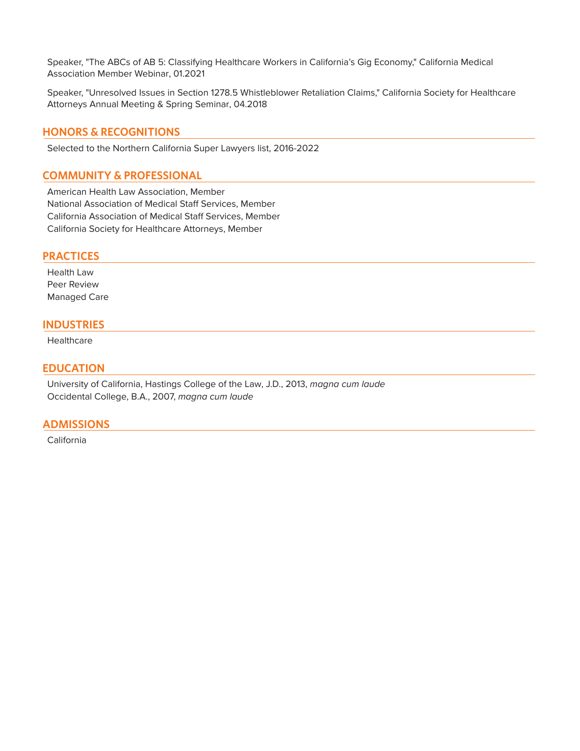Speaker, "The ABCs of AB 5: Classifying Healthcare Workers in California's Gig Economy," California Medical Association Member Webinar, 01.2021

Speaker, "Unresolved Issues in Section 1278.5 Whistleblower Retaliation Claims," California Society for Healthcare Attorneys Annual Meeting & Spring Seminar, 04.2018

## HONORS & RECOGNITIONS

Selected to the Northern California Super Lawyers list, 2016-2022

## COMMUNITY & PROFESSIONAL

American Health Law Association, Member
National Association of Medical Staff Services, Member
California Association of Medical Staff Services, Member
California Society for Healthcare Attorneys, Member

## PRACTICES

Health Law
Peer Review
Managed Care

## INDUSTRIES

Healthcare

## EDUCATION

University of California, Hastings College of the Law, J.D., 2013, *magna cum laude*
Occidental College, B.A., 2007, *magna cum laude*

## ADMISSIONS

California